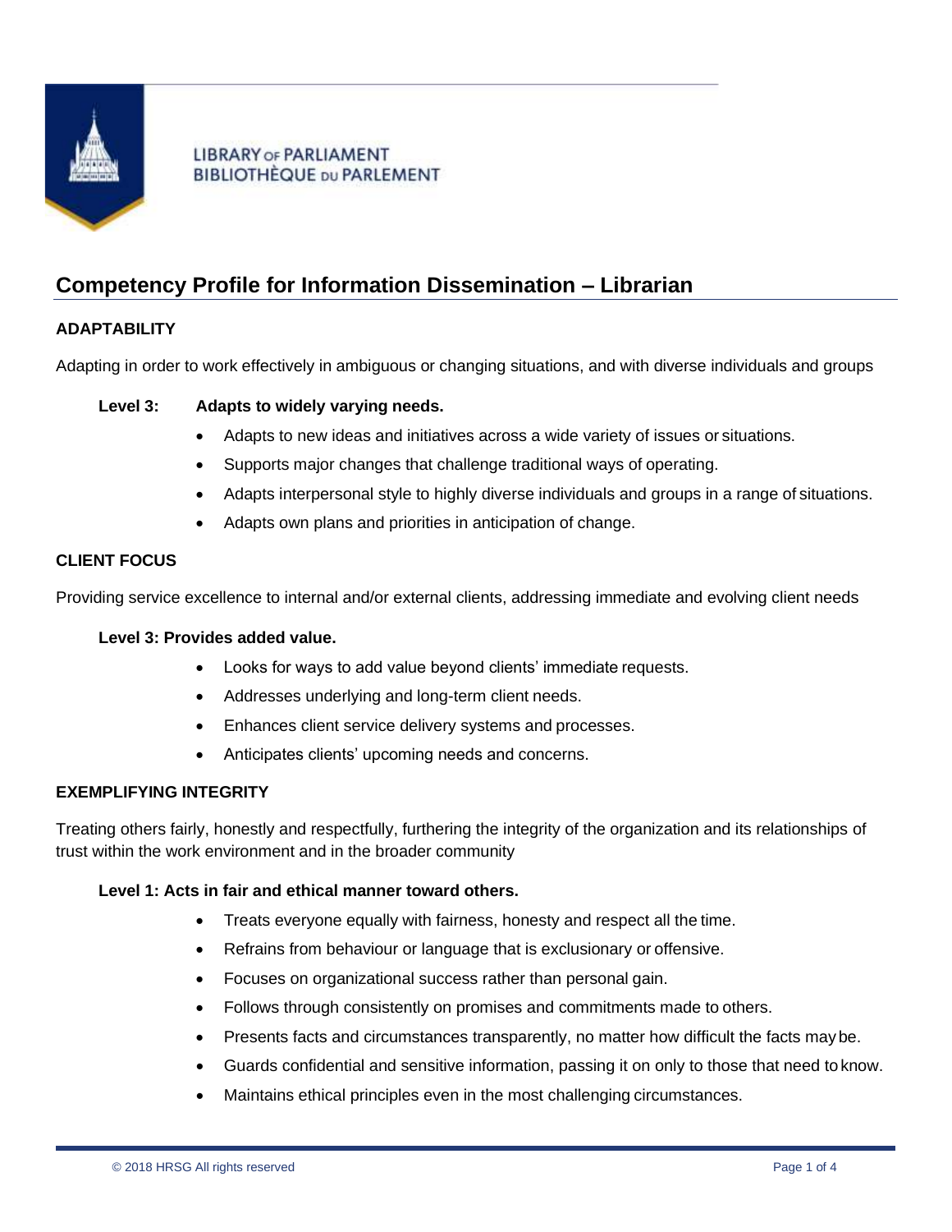LIBRARY OF PARLIAMENT
BIBLIOTHÈQUE DU PARLEMENT

# Competency Profile for Information Dissemination – Librarian

### ADAPTABILITY

Adapting in order to work effectively in ambiguous or changing situations, and with diverse individuals and groups

**Level 3: Adapts to widely varying needs.**

- Adapts to new ideas and initiatives across a wide variety of issues or situations.
- Supports major changes that challenge traditional ways of operating.
- Adapts interpersonal style to highly diverse individuals and groups in a range of situations.
- Adapts own plans and priorities in anticipation of change.

### CLIENT FOCUS

Providing service excellence to internal and/or external clients, addressing immediate and evolving client needs

**Level 3: Provides added value.**

- Looks for ways to add value beyond clients' immediate requests.
- Addresses underlying and long-term client needs.
- Enhances client service delivery systems and processes.
- Anticipates clients' upcoming needs and concerns.

### EXEMPLIFYING INTEGRITY

Treating others fairly, honestly and respectfully, furthering the integrity of the organization and its relationships of trust within the work environment and in the broader community

**Level 1: Acts in fair and ethical manner toward others.**

- Treats everyone equally with fairness, honesty and respect all the time.
- Refrains from behaviour or language that is exclusionary or offensive.
- Focuses on organizational success rather than personal gain.
- Follows through consistently on promises and commitments made to others.
- Presents facts and circumstances transparently, no matter how difficult the facts may be.
- Guards confidential and sensitive information, passing it on only to those that need to know.
- Maintains ethical principles even in the most challenging circumstances.

© 2018 HRSG All rights reserved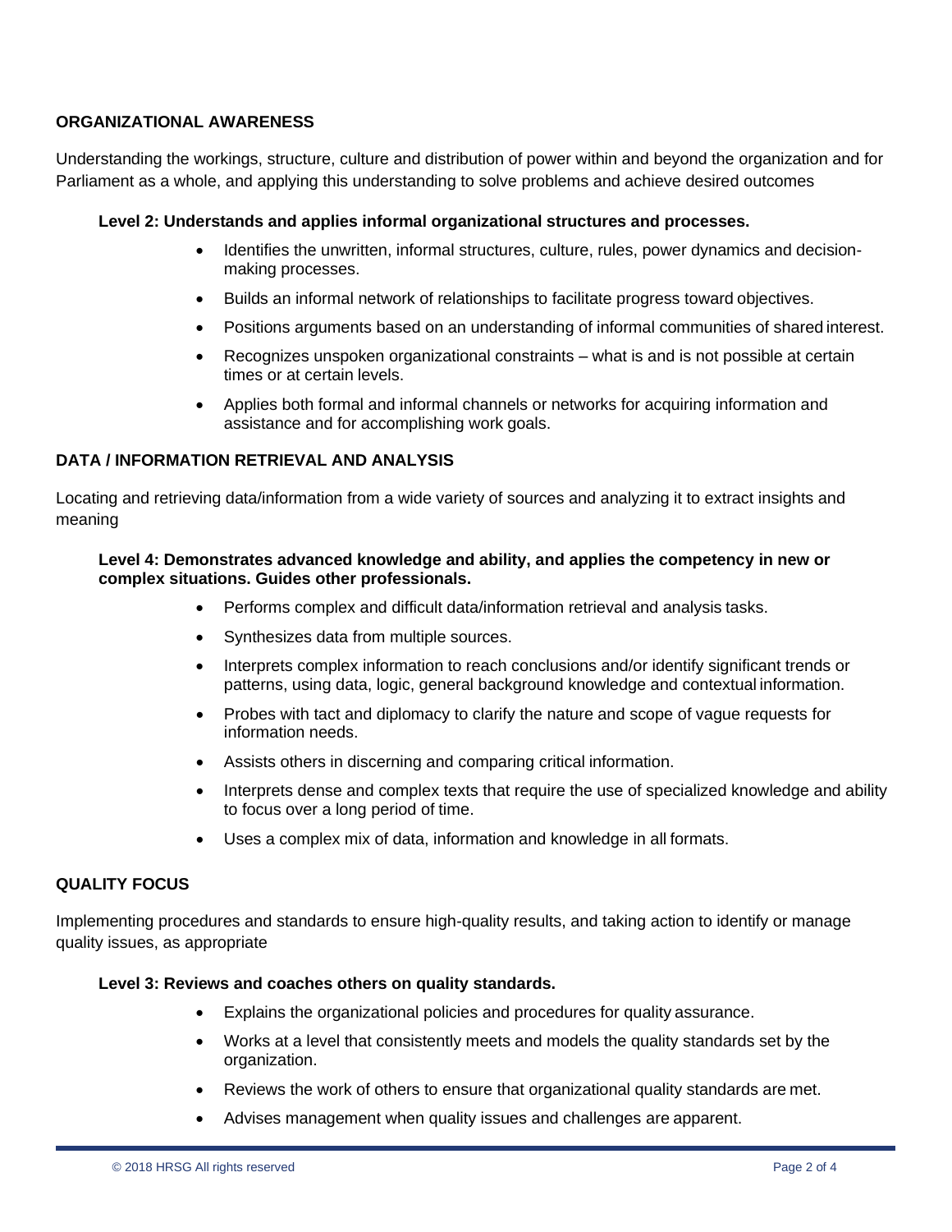## ORGANIZATIONAL AWARENESS

Understanding the workings, structure, culture and distribution of power within and beyond the organization and for Parliament as a whole, and applying this understanding to solve problems and achieve desired outcomes

### Level 2: Understands and applies informal organizational structures and processes.

- Identifies the unwritten, informal structures, culture, rules, power dynamics and decision-making processes.
- Builds an informal network of relationships to facilitate progress toward objectives.
- Positions arguments based on an understanding of informal communities of shared interest.
- Recognizes unspoken organizational constraints – what is and is not possible at certain times or at certain levels.
- Applies both formal and informal channels or networks for acquiring information and assistance and for accomplishing work goals.

## DATA / INFORMATION RETRIEVAL AND ANALYSIS

Locating and retrieving data/information from a wide variety of sources and analyzing it to extract insights and meaning

### Level 4: Demonstrates advanced knowledge and ability, and applies the competency in new or complex situations. Guides other professionals.

- Performs complex and difficult data/information retrieval and analysis tasks.
- Synthesizes data from multiple sources.
- Interprets complex information to reach conclusions and/or identify significant trends or patterns, using data, logic, general background knowledge and contextual information.
- Probes with tact and diplomacy to clarify the nature and scope of vague requests for information needs.
- Assists others in discerning and comparing critical information.
- Interprets dense and complex texts that require the use of specialized knowledge and ability to focus over a long period of time.
- Uses a complex mix of data, information and knowledge in all formats.

## QUALITY FOCUS

Implementing procedures and standards to ensure high-quality results, and taking action to identify or manage quality issues, as appropriate

### Level 3: Reviews and coaches others on quality standards.

- Explains the organizational policies and procedures for quality assurance.
- Works at a level that consistently meets and models the quality standards set by the organization.
- Reviews the work of others to ensure that organizational quality standards are met.
- Advises management when quality issues and challenges are apparent.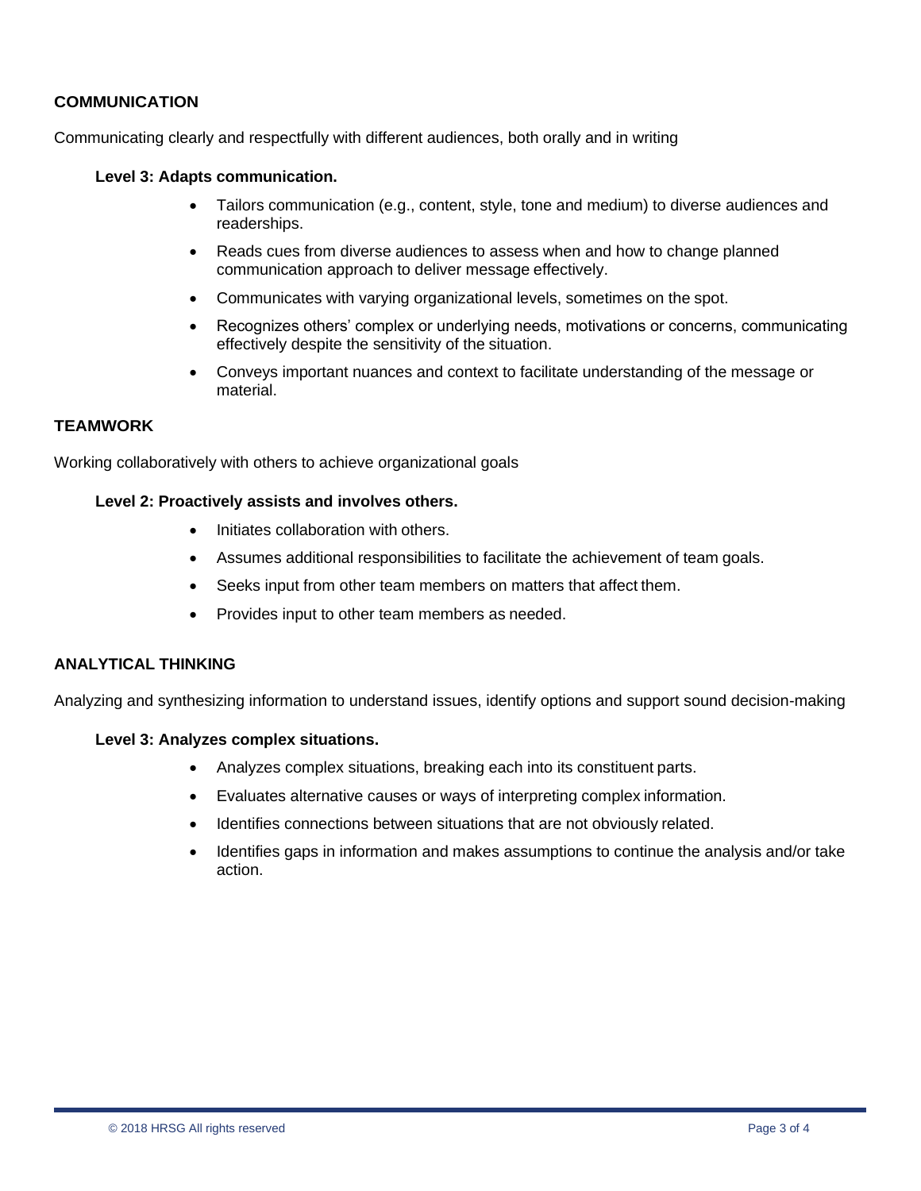## COMMUNICATION

Communicating clearly and respectfully with different audiences, both orally and in writing

**Level 3: Adapts communication.**

- Tailors communication (e.g., content, style, tone and medium) to diverse audiences and readerships.
- Reads cues from diverse audiences to assess when and how to change planned communication approach to deliver message effectively.
- Communicates with varying organizational levels, sometimes on the spot.
- Recognizes others' complex or underlying needs, motivations or concerns, communicating effectively despite the sensitivity of the situation.
- Conveys important nuances and context to facilitate understanding of the message or material.

## TEAMWORK

Working collaboratively with others to achieve organizational goals

**Level 2: Proactively assists and involves others.**

- Initiates collaboration with others.
- Assumes additional responsibilities to facilitate the achievement of team goals.
- Seeks input from other team members on matters that affect them.
- Provides input to other team members as needed.

## ANALYTICAL THINKING

Analyzing and synthesizing information to understand issues, identify options and support sound decision-making

**Level 3: Analyzes complex situations.**

- Analyzes complex situations, breaking each into its constituent parts.
- Evaluates alternative causes or ways of interpreting complex information.
- Identifies connections between situations that are not obviously related.
- Identifies gaps in information and makes assumptions to continue the analysis and/or take action.